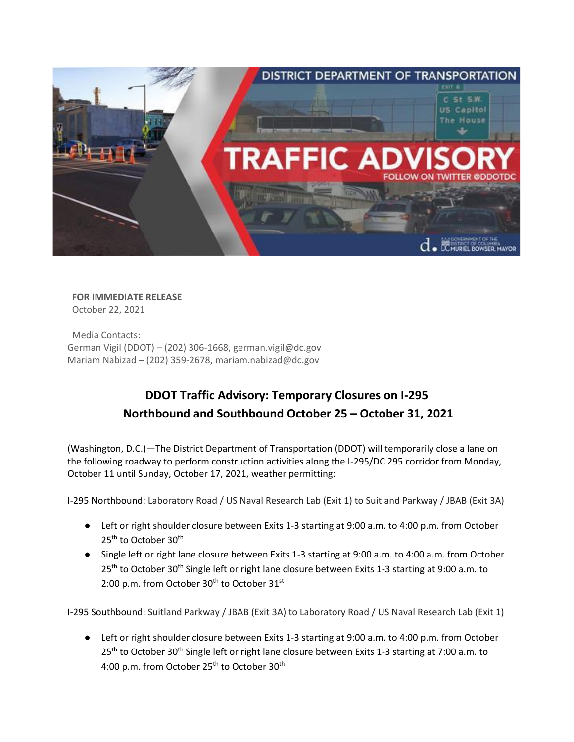**FOR IMMEDIATE RELEASE**
October 22, 2021

Media Contacts:
German Vigil (DDOT) – (202) 306-1668, german.vigil@dc.gov
Mariam Nabizad – (202) 359-2678, mariam.nabizad@dc.gov

## DDOT Traffic Advisory: Temporary Closures on I-295 Northbound and Southbound October 25 – October 31, 2021

(Washington, D.C.)—The District Department of Transportation (DDOT) will temporarily close a lane on the following roadway to perform construction activities along the I-295/DC 295 corridor from Monday, October 11 until Sunday, October 17, 2021, weather permitting:

I-295 Northbound: Laboratory Road / US Naval Research Lab (Exit 1) to Suitland Parkway / JBAB (Exit 3A)

- Left or right shoulder closure between Exits 1-3 starting at 9:00 a.m. to 4:00 p.m. from October 25th to October 30th
- Single left or right lane closure between Exits 1-3 starting at 9:00 a.m. to 4:00 a.m. from October 25th to October 30th Single left or right lane closure between Exits 1-3 starting at 9:00 a.m. to 2:00 p.m. from October 30th to October 31st

I-295 Southbound: Suitland Parkway / JBAB (Exit 3A) to Laboratory Road / US Naval Research Lab (Exit 1)

- Left or right shoulder closure between Exits 1-3 starting at 9:00 a.m. to 4:00 p.m. from October 25th to October 30th Single left or right lane closure between Exits 1-3 starting at 7:00 a.m. to 4:00 p.m. from October 25th to October 30th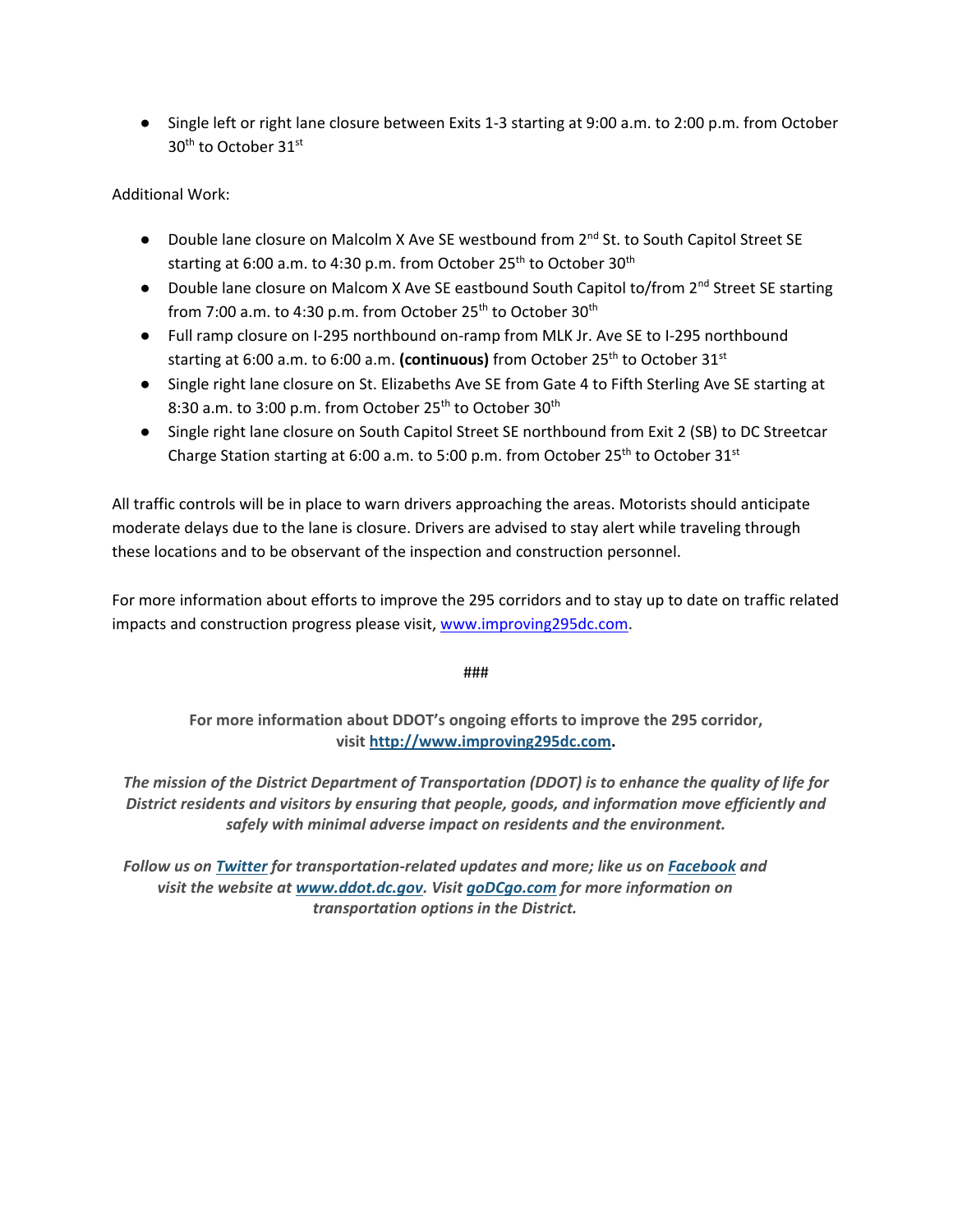- Single left or right lane closure between Exits 1-3 starting at 9:00 a.m. to 2:00 p.m. from October 30th to October 31st

Additional Work:

- Double lane closure on Malcolm X Ave SE westbound from 2nd St. to South Capitol Street SE starting at 6:00 a.m. to 4:30 p.m. from October 25th to October 30th
- Double lane closure on Malcom X Ave SE eastbound South Capitol to/from 2nd Street SE starting from 7:00 a.m. to 4:30 p.m. from October 25th to October 30th
- Full ramp closure on I-295 northbound on-ramp from MLK Jr. Ave SE to I-295 northbound starting at 6:00 a.m. to 6:00 a.m. **(continuous)** from October 25th to October 31st
- Single right lane closure on St. Elizabeths Ave SE from Gate 4 to Fifth Sterling Ave SE starting at 8:30 a.m. to 3:00 p.m. from October 25th to October 30th
- Single right lane closure on South Capitol Street SE northbound from Exit 2 (SB) to DC Streetcar Charge Station starting at 6:00 a.m. to 5:00 p.m. from October 25th to October 31st

All traffic controls will be in place to warn drivers approaching the areas. Motorists should anticipate moderate delays due to the lane is closure. Drivers are advised to stay alert while traveling through these locations and to be observant of the inspection and construction personnel.

For more information about efforts to improve the 295 corridors and to stay up to date on traffic related impacts and construction progress please visit, www.improving295dc.com.

###

**For more information about DDOT's ongoing efforts to improve the 295 corridor, visit http://www.improving295dc.com.**

***The mission of the District Department of Transportation (DDOT) is to enhance the quality of life for District residents and visitors by ensuring that people, goods, and information move efficiently and safely with minimal adverse impact on residents and the environment.***

***Follow us on Twitter for transportation-related updates and more; like us on Facebook and visit the website at www.ddot.dc.gov. Visit goDCgo.com for more information on transportation options in the District.***